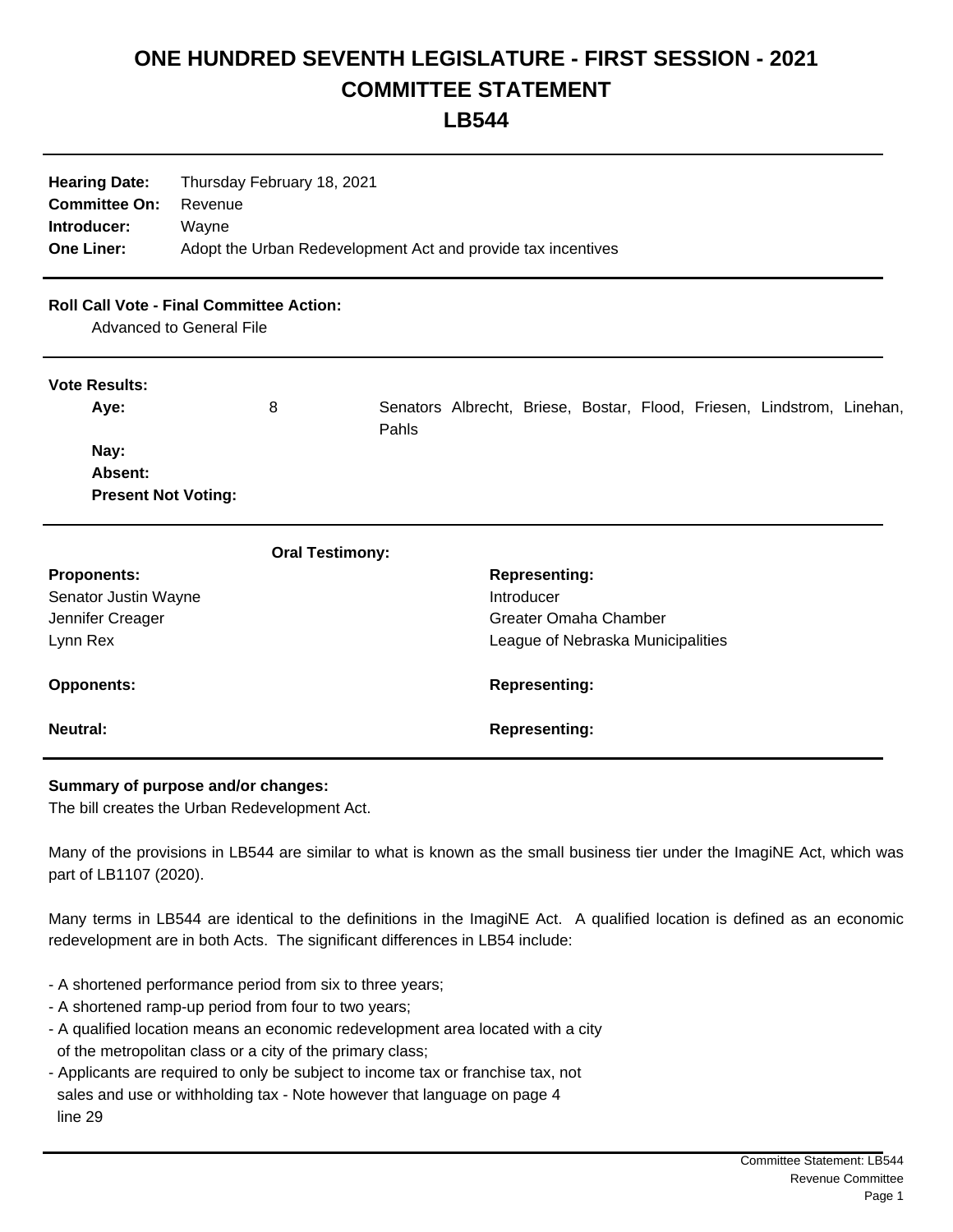# ONE HUNDRED SEVENTH LEGISLATURE - FIRST SESSION - 2021
# COMMITTEE STATEMENT
# LB544

**Hearing Date:** Thursday February 18, 2021
**Committee On:** Revenue
**Introducer:** Wayne
**One Liner:** Adopt the Urban Redevelopment Act and provide tax incentives

**Roll Call Vote - Final Committee Action:**
Advanced to General File

**Vote Results:**

| | | |
|---|---|---|
| **Aye:** | 8 | Senators Albrecht, Briese, Bostar, Flood, Friesen, Lindstrom, Linehan, Pahls |
| **Nay:** | | |
| **Absent:** | | |
| **Present Not Voting:** | | |

**Oral Testimony:**

| **Proponents:** | **Representing:** |
|---|---|
| Senator Justin Wayne | Introducer |
| Jennifer Creager | Greater Omaha Chamber |
| Lynn Rex | League of Nebraska Municipalities |
| **Opponents:** | **Representing:** |
| **Neutral:** | **Representing:** |

**Summary of purpose and/or changes:**
The bill creates the Urban Redevelopment Act.

Many of the provisions in LB544 are similar to what is known as the small business tier under the ImagiNE Act, which was part of LB1107 (2020).

Many terms in LB544 are identical to the definitions in the ImagiNE Act. A qualified location is defined as an economic redevelopment are in both Acts. The significant differences in LB54 include:

- A shortened performance period from six to three years;
- A shortened ramp-up period from four to two years;
- A qualified location means an economic redevelopment area located with a city of the metropolitan class or a city of the primary class;
- Applicants are required to only be subject to income tax or franchise tax, not sales and use or withholding tax - Note however that language on page 4 line 29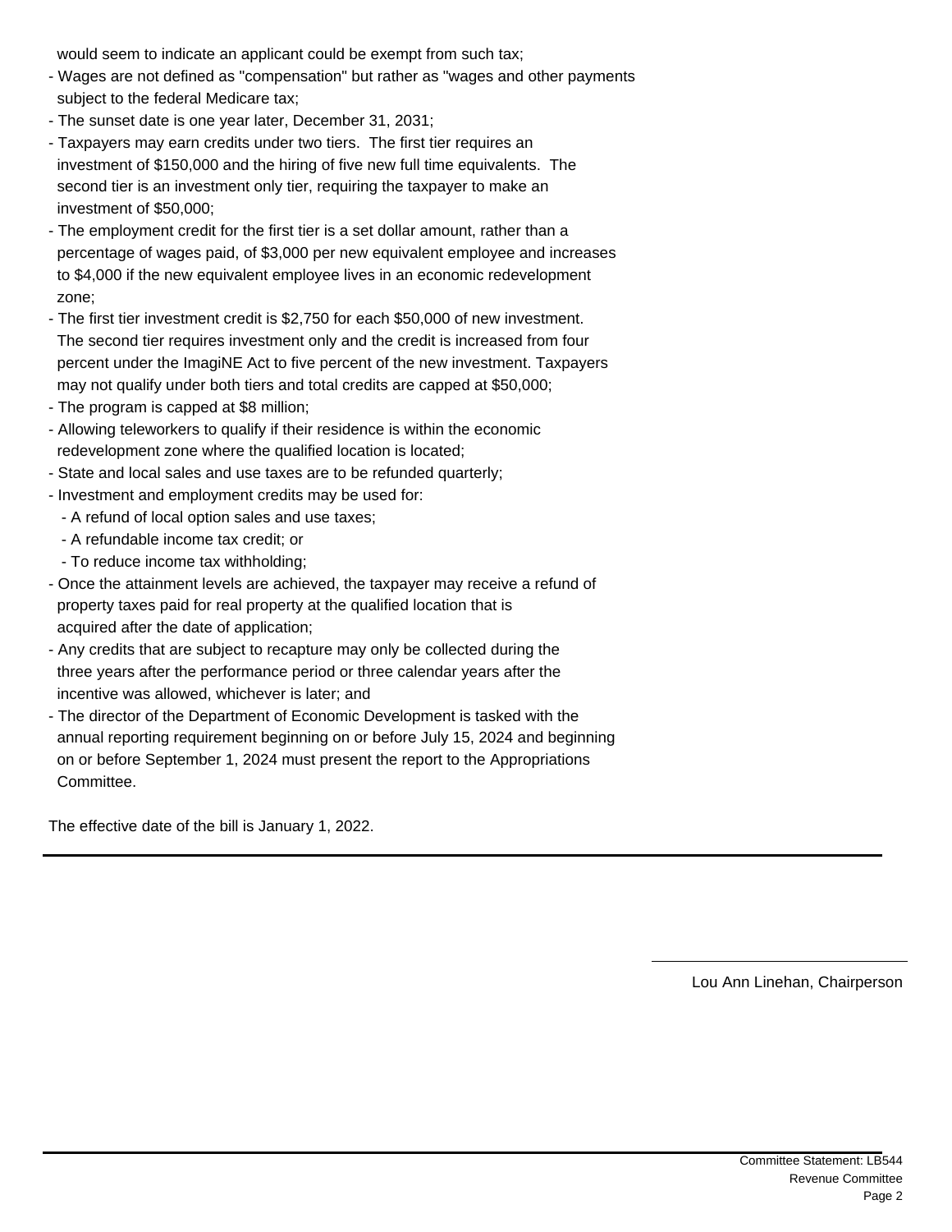would seem to indicate an applicant could be exempt from such tax;

- Wages are not defined as "compensation" but rather as "wages and other payments subject to the federal Medicare tax;
- The sunset date is one year later, December 31, 2031;
- Taxpayers may earn credits under two tiers. The first tier requires an investment of $150,000 and the hiring of five new full time equivalents. The second tier is an investment only tier, requiring the taxpayer to make an investment of $50,000;
- The employment credit for the first tier is a set dollar amount, rather than a percentage of wages paid, of $3,000 per new equivalent employee and increases to $4,000 if the new equivalent employee lives in an economic redevelopment zone;
- The first tier investment credit is $2,750 for each $50,000 of new investment. The second tier requires investment only and the credit is increased from four percent under the ImagiNE Act to five percent of the new investment. Taxpayers may not qualify under both tiers and total credits are capped at $50,000;
- The program is capped at $8 million;
- Allowing teleworkers to qualify if their residence is within the economic redevelopment zone where the qualified location is located;
- State and local sales and use taxes are to be refunded quarterly;
- Investment and employment credits may be used for:
  - A refund of local option sales and use taxes;
  - A refundable income tax credit; or
  - To reduce income tax withholding;
- Once the attainment levels are achieved, the taxpayer may receive a refund of property taxes paid for real property at the qualified location that is acquired after the date of application;
- Any credits that are subject to recapture may only be collected during the three years after the performance period or three calendar years after the incentive was allowed, whichever is later; and
- The director of the Department of Economic Development is tasked with the annual reporting requirement beginning on or before July 15, 2024 and beginning on or before September 1, 2024 must present the report to the Appropriations Committee.

The effective date of the bill is January 1, 2022.

---

Lou Ann Linehan, Chairperson